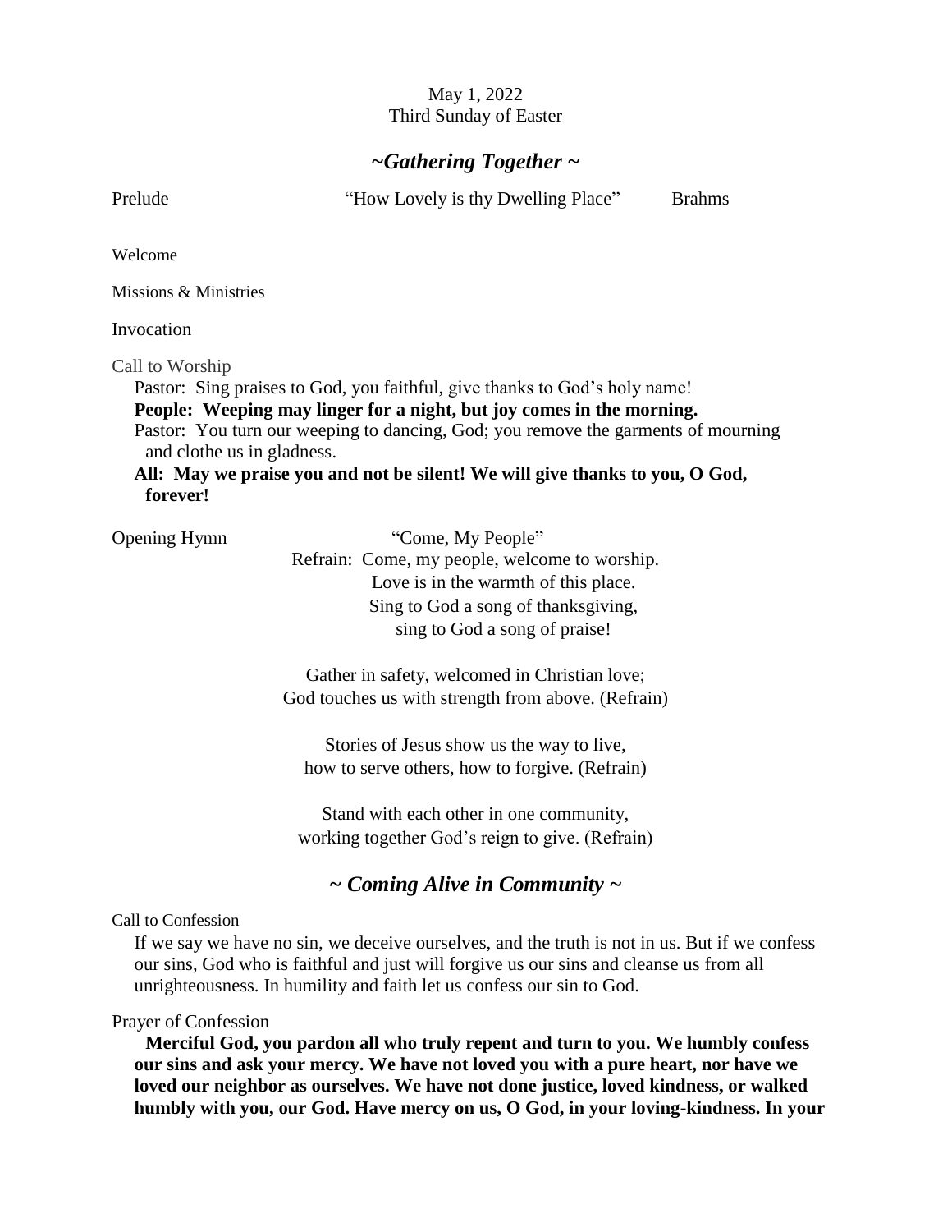May 1, 2022
Third Sunday of Easter

## *~Gathering Together ~*

Prelude "How Lovely is thy Dwelling Place" Brahms

Welcome

Missions & Ministries

Invocation

Call to Worship

Pastor: Sing praises to God, you faithful, give thanks to God's holy name!

**People: Weeping may linger for a night, but joy comes in the morning.**

Pastor: You turn our weeping to dancing, God; you remove the garments of mourning and clothe us in gladness.

**All: May we praise you and not be silent! We will give thanks to you, O God, forever!**

Opening Hymn "Come, My People"

Refrain: Come, my people, welcome to worship.
Love is in the warmth of this place.
Sing to God a song of thanksgiving,
sing to God a song of praise!

Gather in safety, welcomed in Christian love;
God touches us with strength from above. (Refrain)

Stories of Jesus show us the way to live,
how to serve others, how to forgive. (Refrain)

Stand with each other in one community,
working together God's reign to give. (Refrain)

## *~ Coming Alive in Community ~*

Call to Confession

If we say we have no sin, we deceive ourselves, and the truth is not in us. But if we confess our sins, God who is faithful and just will forgive us our sins and cleanse us from all unrighteousness. In humility and faith let us confess our sin to God.

Prayer of Confession

**Merciful God, you pardon all who truly repent and turn to you. We humbly confess our sins and ask your mercy. We have not loved you with a pure heart, nor have we loved our neighbor as ourselves. We have not done justice, loved kindness, or walked humbly with you, our God. Have mercy on us, O God, in your loving-kindness. In your**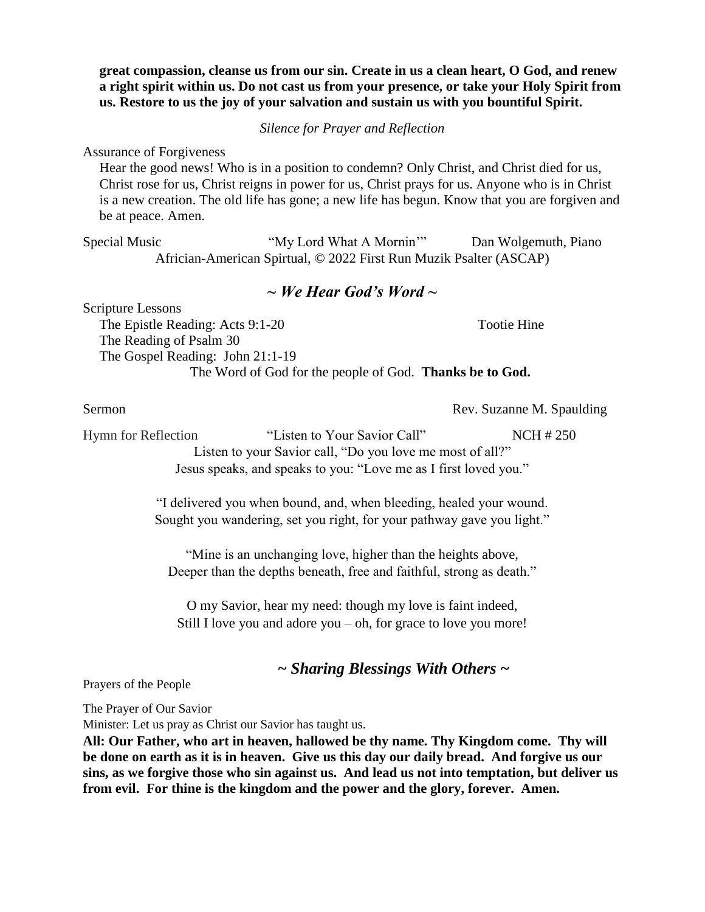**great compassion, cleanse us from our sin. Create in us a clean heart, O God, and renew a right spirit within us. Do not cast us from your presence, or take your Holy Spirit from us. Restore to us the joy of your salvation and sustain us with you bountiful Spirit.**

*Silence for Prayer and Reflection*

Assurance of Forgiveness

Hear the good news! Who is in a position to condemn? Only Christ, and Christ died for us, Christ rose for us, Christ reigns in power for us, Christ prays for us. Anyone who is in Christ is a new creation. The old life has gone; a new life has begun. Know that you are forgiven and be at peace. Amen.

Special Music "My Lord What A Mornin'" Dan Wolgemuth, Piano
African-American Spirtual, © 2022 First Run Muzik Psalter (ASCAP)

## *~ We Hear God's Word ~*

Scripture Lessons

The Epistle Reading: Acts 9:1-20 Tootie Hine
The Reading of Psalm 30
The Gospel Reading: John 21:1-19

The Word of God for the people of God. **Thanks be to God.**

Sermon Rev. Suzanne M. Spaulding

Hymn for Reflection "Listen to Your Savior Call" NCH # 250

Listen to your Savior call, "Do you love me most of all?"
Jesus speaks, and speaks to you: "Love me as I first loved you."

"I delivered you when bound, and, when bleeding, healed your wound.
Sought you wandering, set you right, for your pathway gave you light."

"Mine is an unchanging love, higher than the heights above,
Deeper than the depths beneath, free and faithful, strong as death."

O my Savior, hear my need: though my love is faint indeed,
Still I love you and adore you – oh, for grace to love you more!

## *~ Sharing Blessings With Others ~*

Prayers of the People

The Prayer of Our Savior

Minister: Let us pray as Christ our Savior has taught us.

**All: Our Father, who art in heaven, hallowed be thy name. Thy Kingdom come. Thy will be done on earth as it is in heaven. Give us this day our daily bread. And forgive us our sins, as we forgive those who sin against us. And lead us not into temptation, but deliver us from evil. For thine is the kingdom and the power and the glory, forever. Amen.**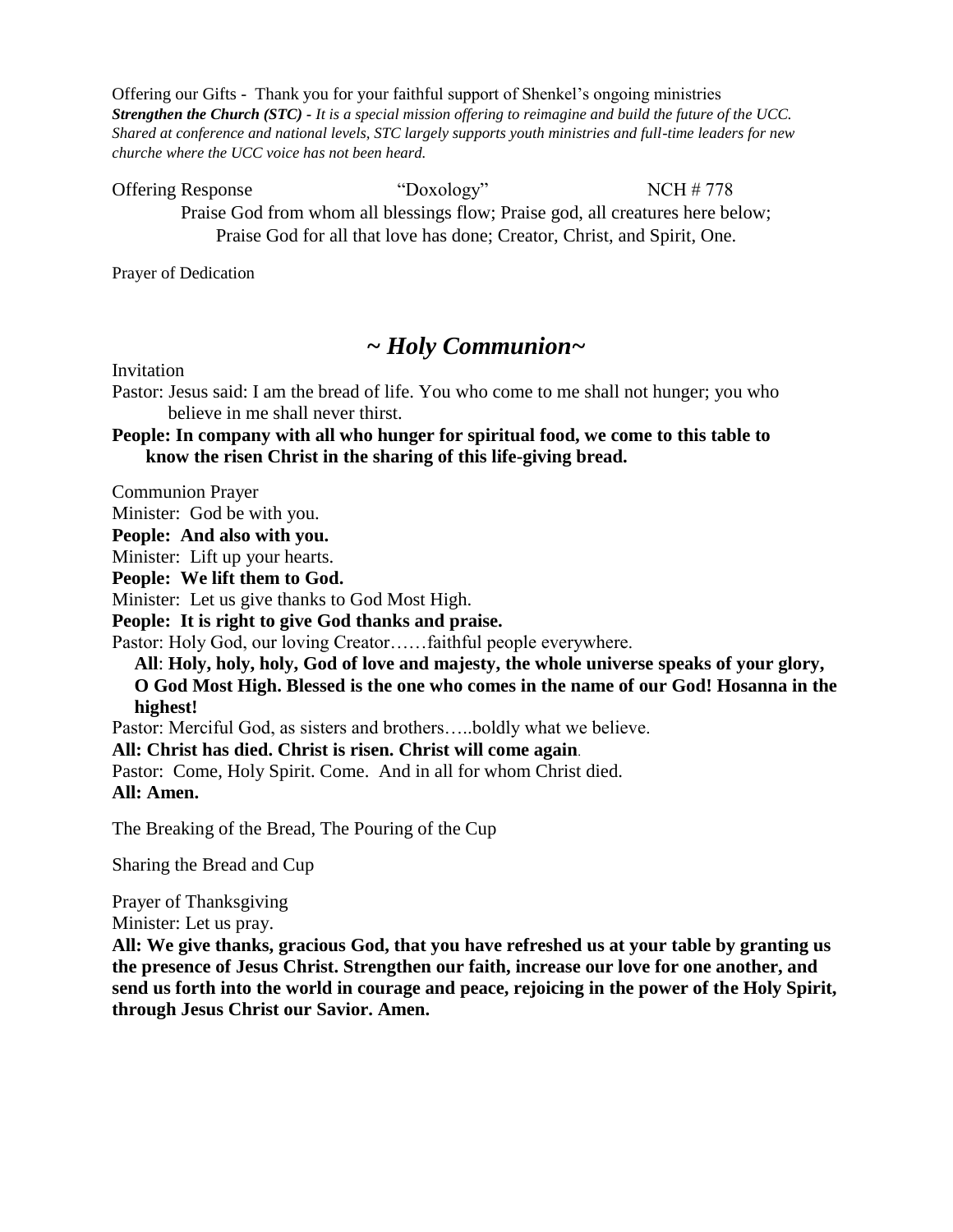Offering our Gifts - Thank you for your faithful support of Shenkel's ongoing ministries
***Strengthen the Church (STC)*** *- It is a special mission offering to reimagine and build the future of the UCC. Shared at conference and national levels, STC largely supports youth ministries and full-time leaders for new churche where the UCC voice has not been heard.*

Offering Response "Doxology" NCH # 778

Praise God from whom all blessings flow; Praise god, all creatures here below;
Praise God for all that love has done; Creator, Christ, and Spirit, One.

Prayer of Dedication

## *~ Holy Communion~*

Invitation

Pastor: Jesus said: I am the bread of life. You who come to me shall not hunger; you who believe in me shall never thirst.

**People: In company with all who hunger for spiritual food, we come to this table to know the risen Christ in the sharing of this life-giving bread.**

Communion Prayer

Minister: God be with you.

**People: And also with you.**

Minister: Lift up your hearts.

**People: We lift them to God.**

Minister: Let us give thanks to God Most High.

**People: It is right to give God thanks and praise.**

Pastor: Holy God, our loving Creator……faithful people everywhere.

**All: Holy, holy, holy, God of love and majesty, the whole universe speaks of your glory, O God Most High. Blessed is the one who comes in the name of our God! Hosanna in the highest!**

Pastor: Merciful God, as sisters and brothers…..boldly what we believe.

**All: Christ has died. Christ is risen. Christ will come again**.

Pastor: Come, Holy Spirit. Come. And in all for whom Christ died.

**All: Amen.**

The Breaking of the Bread, The Pouring of the Cup

Sharing the Bread and Cup

Prayer of Thanksgiving

Minister: Let us pray.

**All: We give thanks, gracious God, that you have refreshed us at your table by granting us the presence of Jesus Christ. Strengthen our faith, increase our love for one another, and send us forth into the world in courage and peace, rejoicing in the power of the Holy Spirit, through Jesus Christ our Savior. Amen.**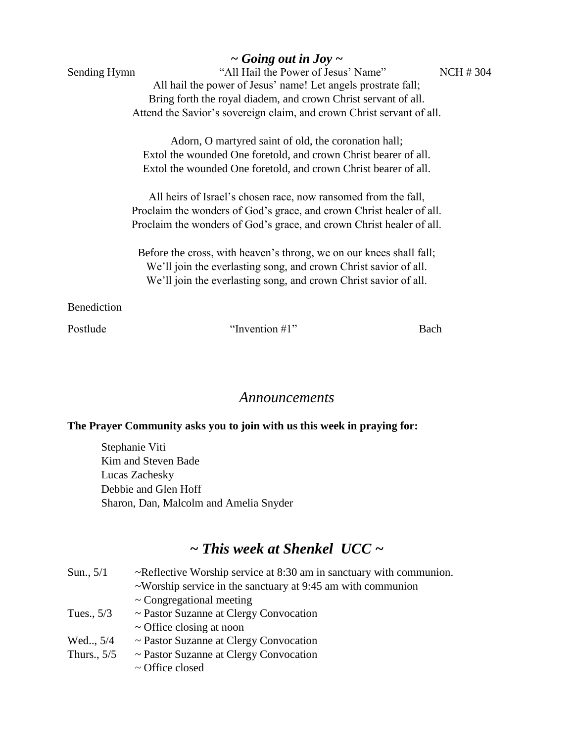## *~ Going out in Joy ~*

Sending Hymn "All Hail the Power of Jesus' Name" NCH # 304

All hail the power of Jesus' name! Let angels prostrate fall;
Bring forth the royal diadem, and crown Christ servant of all.
Attend the Savior's sovereign claim, and crown Christ servant of all.

Adorn, O martyred saint of old, the coronation hall;
Extol the wounded One foretold, and crown Christ bearer of all.
Extol the wounded One foretold, and crown Christ bearer of all.

All heirs of Israel's chosen race, now ransomed from the fall,
Proclaim the wonders of God's grace, and crown Christ healer of all.
Proclaim the wonders of God's grace, and crown Christ healer of all.

Before the cross, with heaven's throng, we on our knees shall fall;
We'll join the everlasting song, and crown Christ savior of all.
We'll join the everlasting song, and crown Christ savior of all.

Benediction

Postlude "Invention #1" Bach

## *Announcements*

**The Prayer Community asks you to join with us this week in praying for:**

Stephanie Viti
Kim and Steven Bade
Lucas Zachesky
Debbie and Glen Hoff
Sharon, Dan, Malcolm and Amelia Snyder

## *~ This week at Shenkel UCC ~*

| | |
|---|---|
| Sun., 5/1 | ~Reflective Worship service at 8:30 am in sanctuary with communion. |
| | ~Worship service in the sanctuary at 9:45 am with communion |
| | ~ Congregational meeting |
| Tues., 5/3 | ~ Pastor Suzanne at Clergy Convocation |
| | ~ Office closing at noon |
| Wed.., 5/4 | ~ Pastor Suzanne at Clergy Convocation |
| Thurs., 5/5 | ~ Pastor Suzanne at Clergy Convocation |
| | ~ Office closed |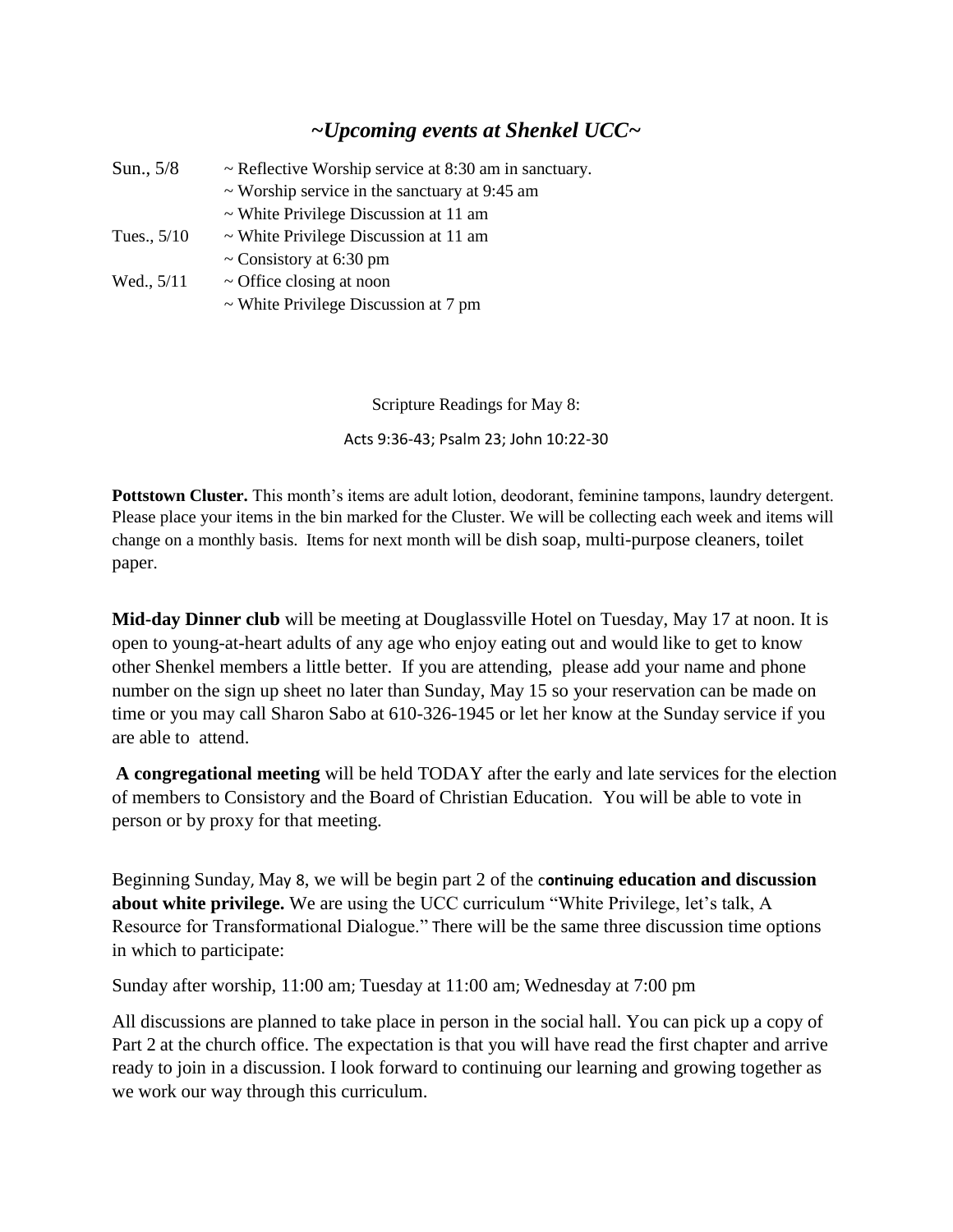## *~Upcoming events at Shenkel UCC~*

| | |
|---|---|
| Sun., 5/8 | ~ Reflective Worship service at 8:30 am in sanctuary. |
| | ~ Worship service in the sanctuary at 9:45 am |
| | ~ White Privilege Discussion at 11 am |
| Tues., 5/10 | ~ White Privilege Discussion at 11 am |
| | ~ Consistory at 6:30 pm |
| Wed., 5/11 | ~ Office closing at noon |
| | ~ White Privilege Discussion at 7 pm |

Scripture Readings for May 8:

Acts 9:36-43; Psalm 23; John 10:22-30

**Pottstown Cluster.** This month's items are adult lotion, deodorant, feminine tampons, laundry detergent. Please place your items in the bin marked for the Cluster. We will be collecting each week and items will change on a monthly basis. Items for next month will be dish soap, multi-purpose cleaners, toilet paper.

**Mid-day Dinner club** will be meeting at Douglassville Hotel on Tuesday, May 17 at noon. It is open to young-at-heart adults of any age who enjoy eating out and would like to get to know other Shenkel members a little better. If you are attending, please add your name and phone number on the sign up sheet no later than Sunday, May 15 so your reservation can be made on time or you may call Sharon Sabo at 610-326-1945 or let her know at the Sunday service if you are able to attend.

**A congregational meeting** will be held TODAY after the early and late services for the election of members to Consistory and the Board of Christian Education. You will be able to vote in person or by proxy for that meeting.

Beginning Sunday, May 8, we will be begin part 2 of the **continuing education and discussion about white privilege.** We are using the UCC curriculum "White Privilege, let's talk, A Resource for Transformational Dialogue." There will be the same three discussion time options in which to participate:

Sunday after worship, 11:00 am; Tuesday at 11:00 am; Wednesday at 7:00 pm

All discussions are planned to take place in person in the social hall. You can pick up a copy of Part 2 at the church office. The expectation is that you will have read the first chapter and arrive ready to join in a discussion. I look forward to continuing our learning and growing together as we work our way through this curriculum.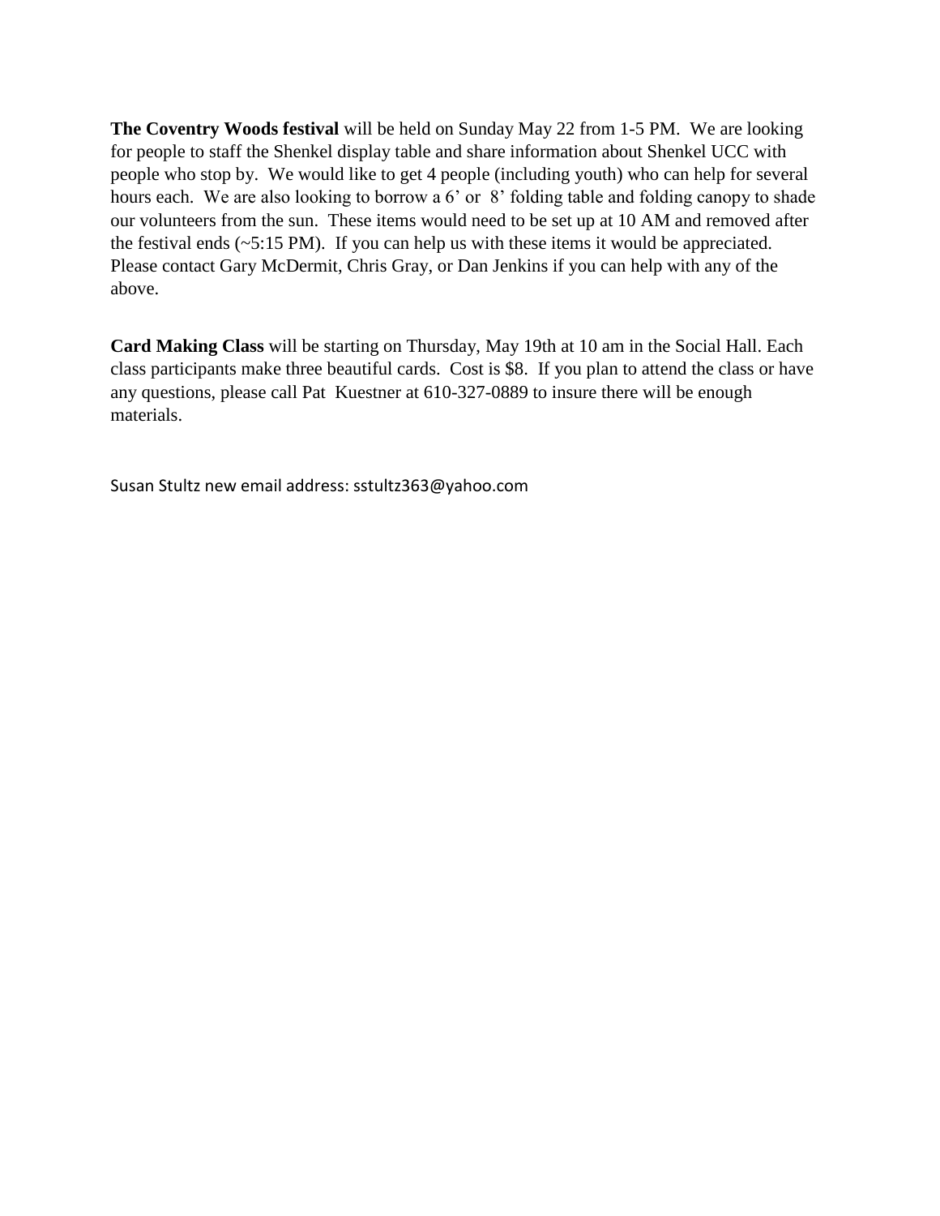**The Coventry Woods festival** will be held on Sunday May 22 from 1-5 PM. We are looking for people to staff the Shenkel display table and share information about Shenkel UCC with people who stop by. We would like to get 4 people (including youth) who can help for several hours each. We are also looking to borrow a 6' or 8' folding table and folding canopy to shade our volunteers from the sun. These items would need to be set up at 10 AM and removed after the festival ends (~5:15 PM). If you can help us with these items it would be appreciated. Please contact Gary McDermit, Chris Gray, or Dan Jenkins if you can help with any of the above.

**Card Making Class** will be starting on Thursday, May 19th at 10 am in the Social Hall. Each class participants make three beautiful cards. Cost is $8. If you plan to attend the class or have any questions, please call Pat Kuestner at 610-327-0889 to insure there will be enough materials.

Susan Stultz new email address: sstultz363@yahoo.com